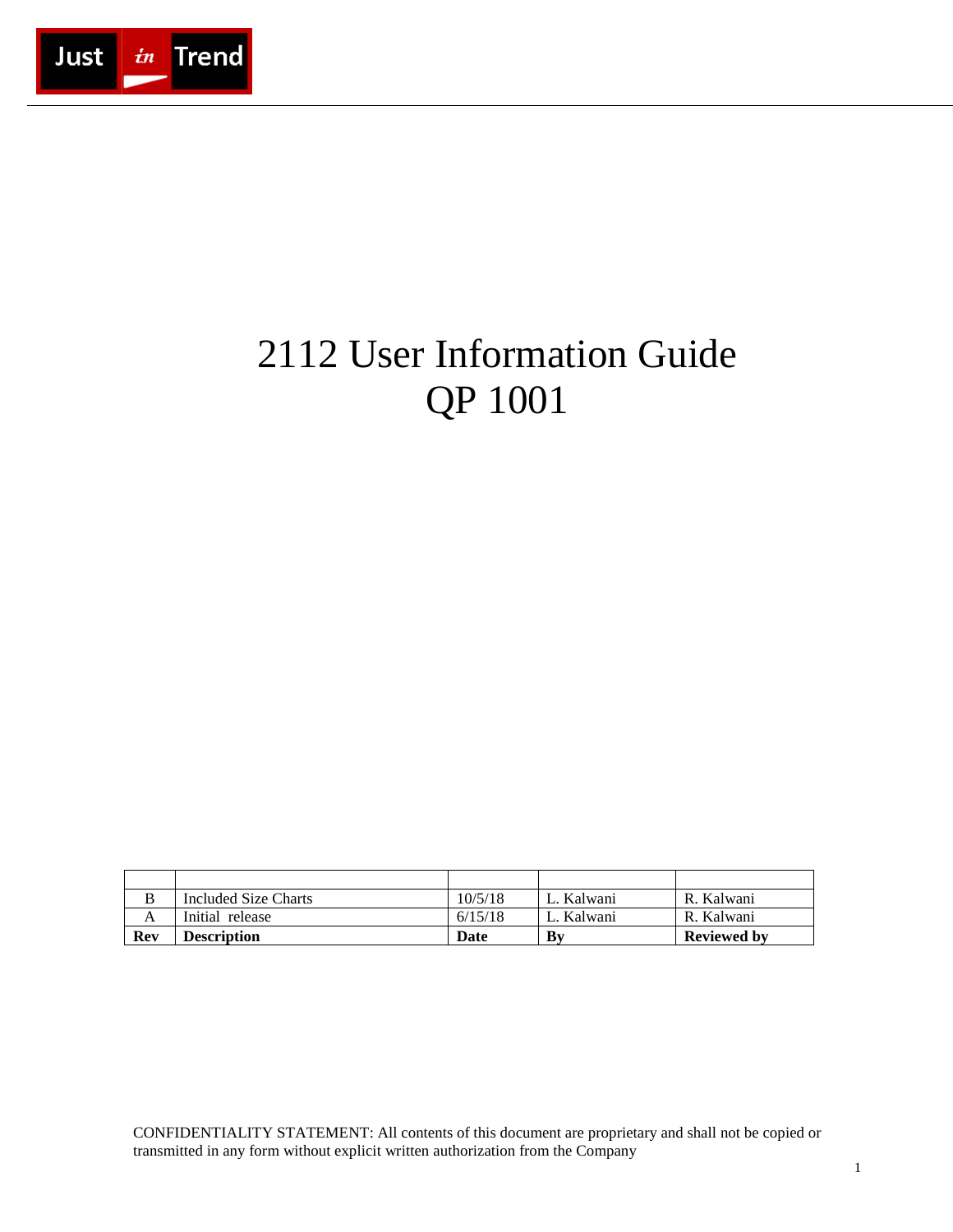Just in Trend

# 2112 User Information Guide
# QP 1001

| | | | | |
|---|---|---|---|---|
| B | Included Size Charts | 10/5/18 | L. Kalwani | R. Kalwani |
| A | Initial release | 6/15/18 | L. Kalwani | R. Kalwani |
| **Rev** | **Description** | **Date** | **By** | **Reviewed by** |

CONFIDENTIALITY STATEMENT: All contents of this document are proprietary and shall not be copied or transmitted in any form without explicit written authorization from the Company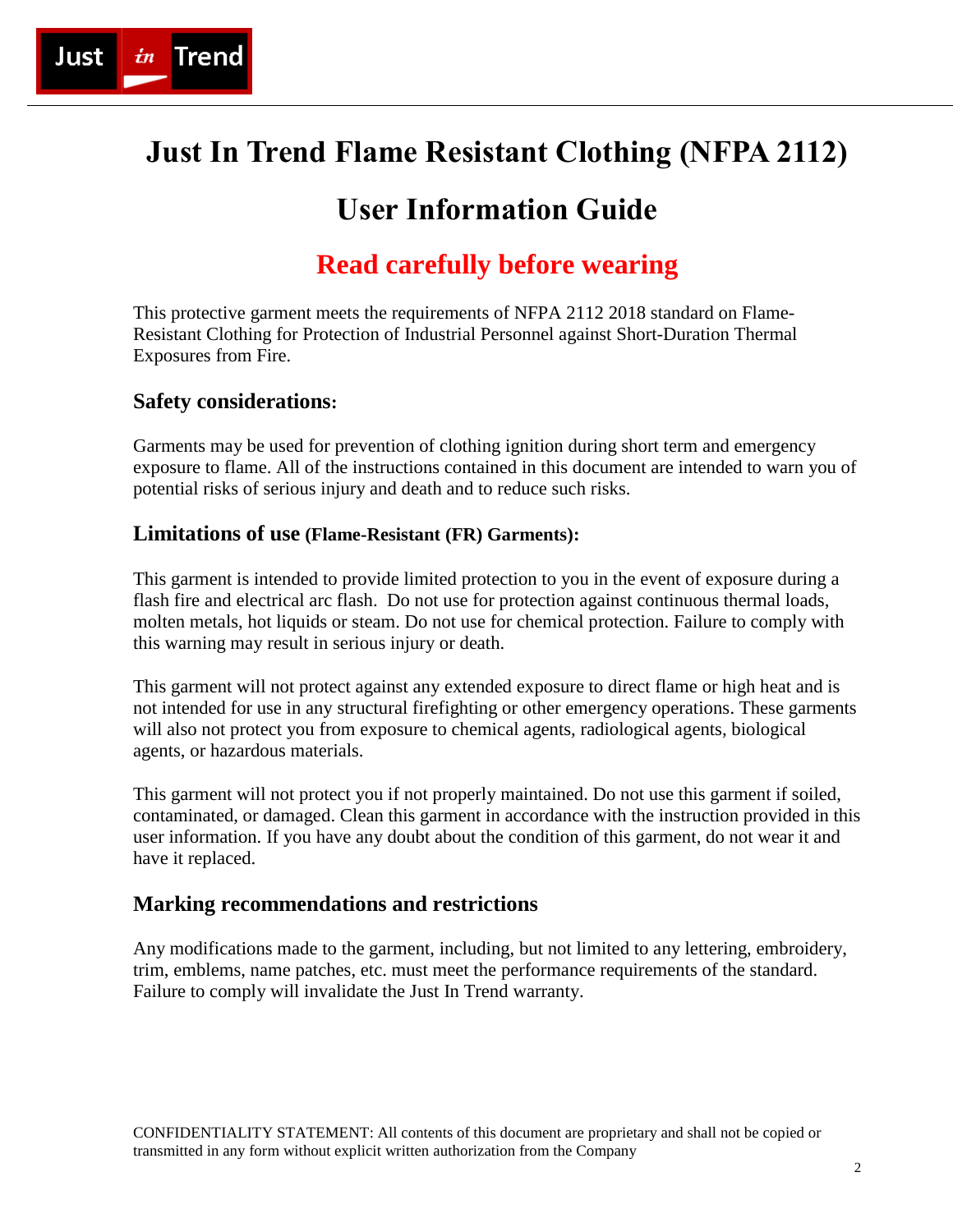# Just In Trend Flame Resistant Clothing (NFPA 2112)

# User Information Guide

## Read carefully before wearing

This protective garment meets the requirements of NFPA 2112 2018 standard on Flame-Resistant Clothing for Protection of Industrial Personnel against Short-Duration Thermal Exposures from Fire.

### Safety considerations:

Garments may be used for prevention of clothing ignition during short term and emergency exposure to flame. All of the instructions contained in this document are intended to warn you of potential risks of serious injury and death and to reduce such risks.

### Limitations of use (Flame-Resistant (FR) Garments):

This garment is intended to provide limited protection to you in the event of exposure during a flash fire and electrical arc flash. Do not use for protection against continuous thermal loads, molten metals, hot liquids or steam. Do not use for chemical protection. Failure to comply with this warning may result in serious injury or death.

This garment will not protect against any extended exposure to direct flame or high heat and is not intended for use in any structural firefighting or other emergency operations. These garments will also not protect you from exposure to chemical agents, radiological agents, biological agents, or hazardous materials.

This garment will not protect you if not properly maintained. Do not use this garment if soiled, contaminated, or damaged. Clean this garment in accordance with the instruction provided in this user information. If you have any doubt about the condition of this garment, do not wear it and have it replaced.

### Marking recommendations and restrictions

Any modifications made to the garment, including, but not limited to any lettering, embroidery, trim, emblems, name patches, etc. must meet the performance requirements of the standard. Failure to comply will invalidate the Just In Trend warranty.

CONFIDENTIALITY STATEMENT: All contents of this document are proprietary and shall not be copied or transmitted in any form without explicit written authorization from the Company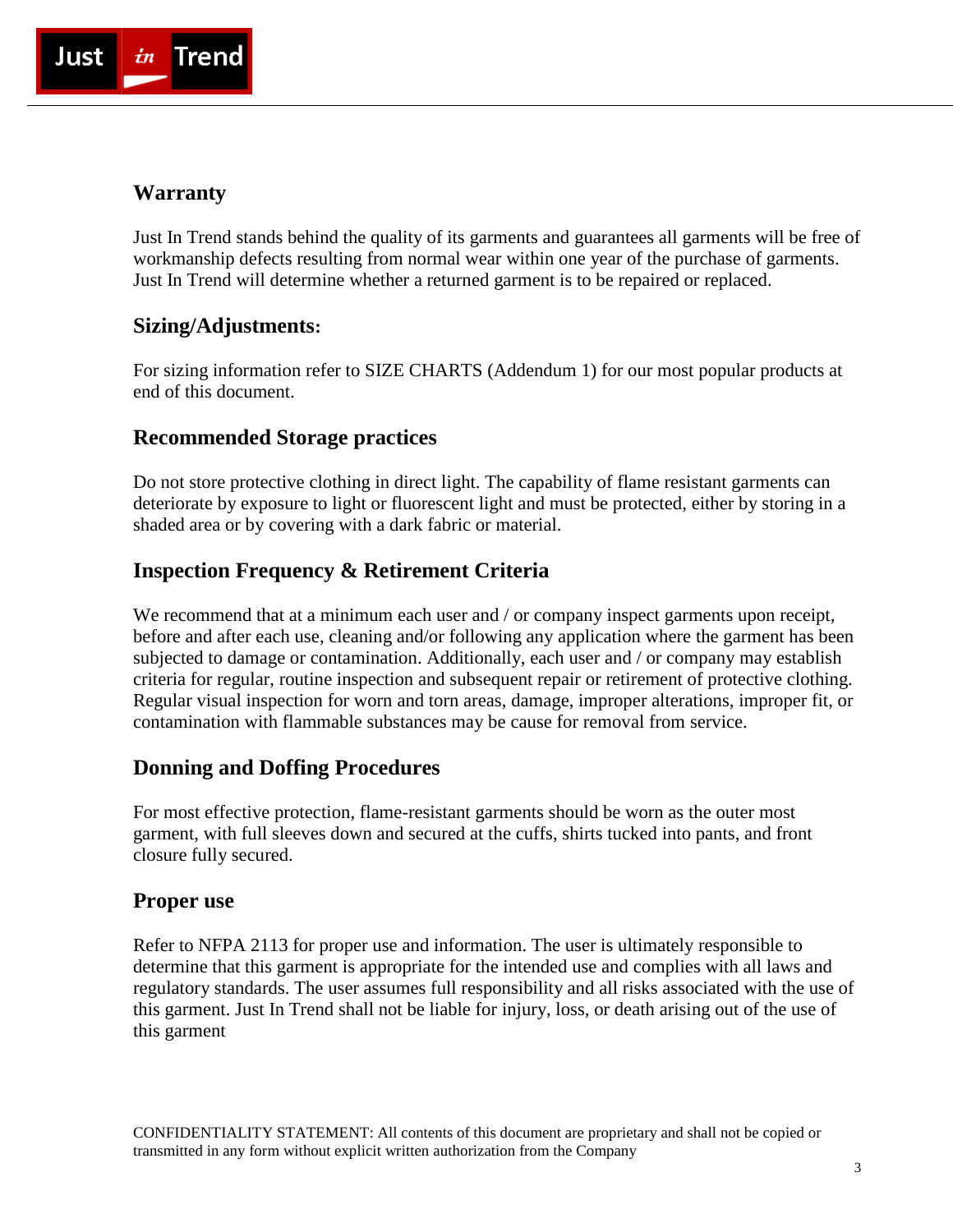## Warranty

Just In Trend stands behind the quality of its garments and guarantees all garments will be free of workmanship defects resulting from normal wear within one year of the purchase of garments. Just In Trend will determine whether a returned garment is to be repaired or replaced.

## Sizing/Adjustments:

For sizing information refer to SIZE CHARTS (Addendum 1) for our most popular products at end of this document.

## Recommended Storage practices

Do not store protective clothing in direct light. The capability of flame resistant garments can deteriorate by exposure to light or fluorescent light and must be protected, either by storing in a shaded area or by covering with a dark fabric or material.

## Inspection Frequency & Retirement Criteria

We recommend that at a minimum each user and / or company inspect garments upon receipt, before and after each use, cleaning and/or following any application where the garment has been subjected to damage or contamination. Additionally, each user and / or company may establish criteria for regular, routine inspection and subsequent repair or retirement of protective clothing. Regular visual inspection for worn and torn areas, damage, improper alterations, improper fit, or contamination with flammable substances may be cause for removal from service.

## Donning and Doffing Procedures

For most effective protection, flame-resistant garments should be worn as the outer most garment, with full sleeves down and secured at the cuffs, shirts tucked into pants, and front closure fully secured.

## Proper use

Refer to NFPA 2113 for proper use and information. The user is ultimately responsible to determine that this garment is appropriate for the intended use and complies with all laws and regulatory standards. The user assumes full responsibility and all risks associated with the use of this garment. Just In Trend shall not be liable for injury, loss, or death arising out of the use of this garment

CONFIDENTIALITY STATEMENT: All contents of this document are proprietary and shall not be copied or transmitted in any form without explicit written authorization from the Company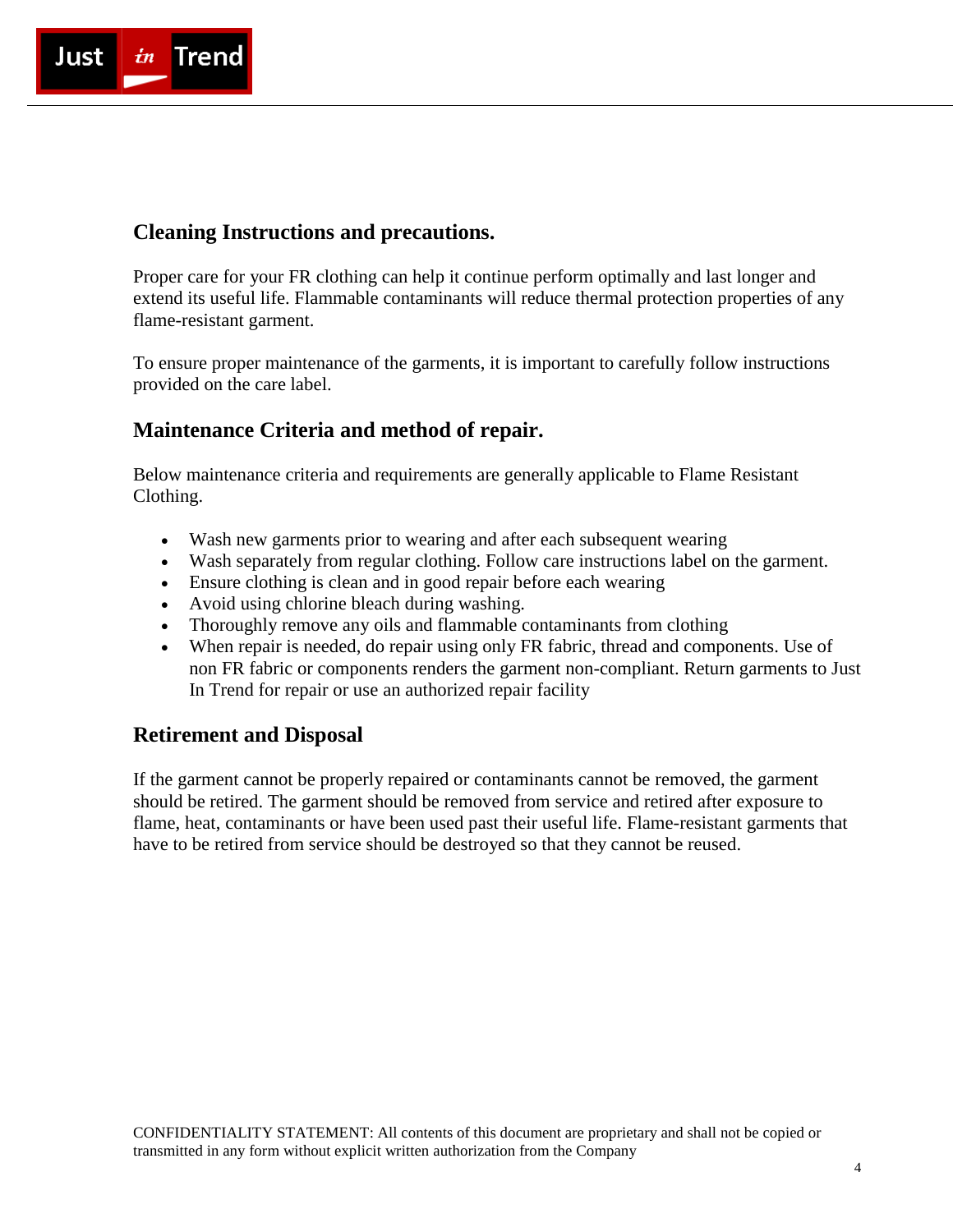## Cleaning Instructions and precautions.

Proper care for your FR clothing can help it continue perform optimally and last longer and extend its useful life. Flammable contaminants will reduce thermal protection properties of any flame-resistant garment.

To ensure proper maintenance of the garments, it is important to carefully follow instructions provided on the care label.

## Maintenance Criteria and method of repair.

Below maintenance criteria and requirements are generally applicable to Flame Resistant Clothing.

- Wash new garments prior to wearing and after each subsequent wearing
- Wash separately from regular clothing. Follow care instructions label on the garment.
- Ensure clothing is clean and in good repair before each wearing
- Avoid using chlorine bleach during washing.
- Thoroughly remove any oils and flammable contaminants from clothing
- When repair is needed, do repair using only FR fabric, thread and components. Use of non FR fabric or components renders the garment non-compliant. Return garments to Just In Trend for repair or use an authorized repair facility

## Retirement and Disposal

If the garment cannot be properly repaired or contaminants cannot be removed, the garment should be retired. The garment should be removed from service and retired after exposure to flame, heat, contaminants or have been used past their useful life. Flame-resistant garments that have to be retired from service should be destroyed so that they cannot be reused.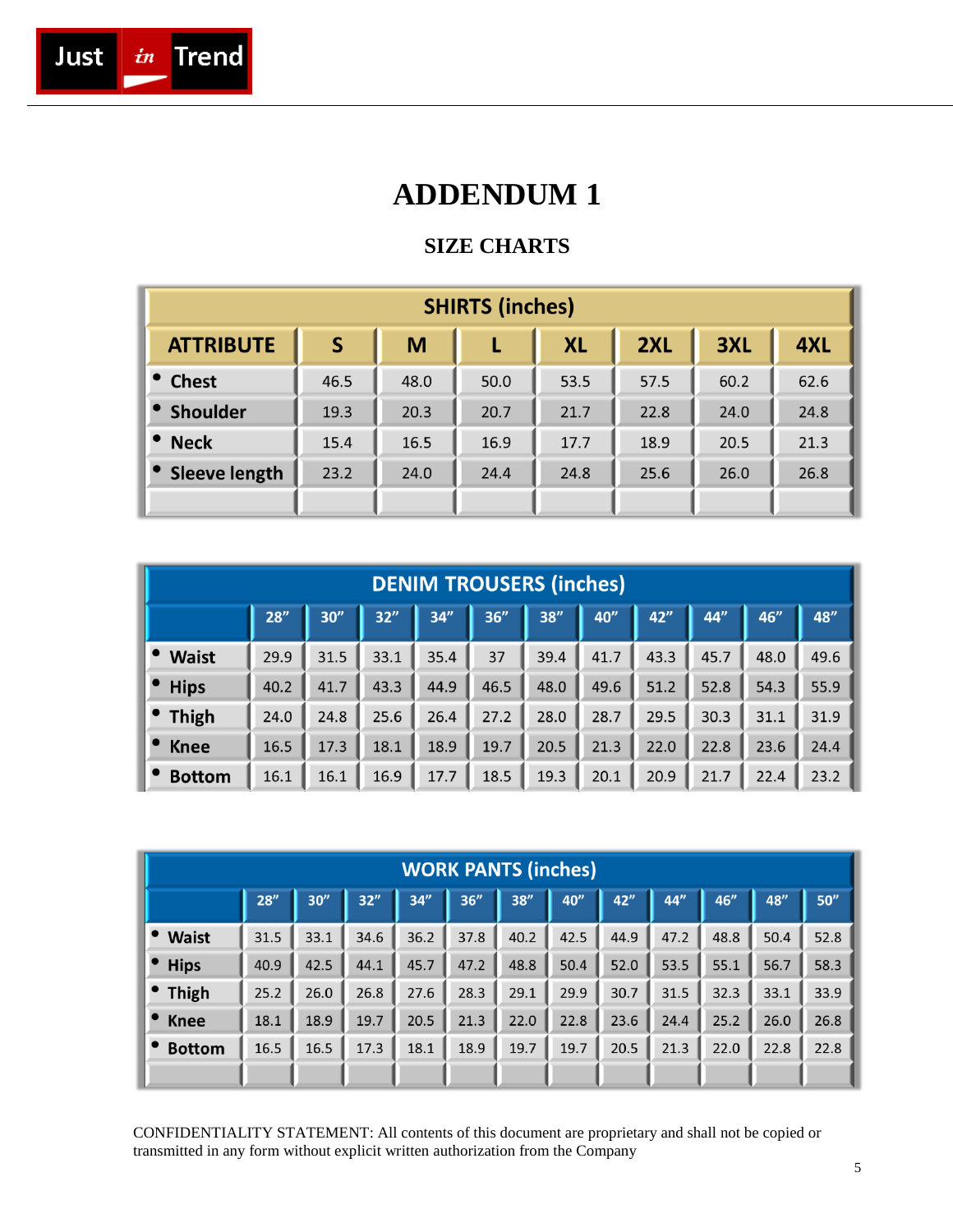# ADDENDUM 1

## SIZE CHARTS

| SHIRTS (inches) | | | | | | | |
|---|---|---|---|---|---|---|---|
| **ATTRIBUTE** | **S** | **M** | **L** | **XL** | **2XL** | **3XL** | **4XL** |
| • Chest | 46.5 | 48.0 | 50.0 | 53.5 | 57.5 | 60.2 | 62.6 |
| • Shoulder | 19.3 | 20.3 | 20.7 | 21.7 | 22.8 | 24.0 | 24.8 |
| • Neck | 15.4 | 16.5 | 16.9 | 17.7 | 18.9 | 20.5 | 21.3 |
| • Sleeve length | 23.2 | 24.0 | 24.4 | 24.8 | 25.6 | 26.0 | 26.8 |
| | | | | | | | |

| DENIM TROUSERS (inches) | | | | | | | | | | | |
|---|---|---|---|---|---|---|---|---|---|---|---|
| | **28"** | **30"** | **32"** | **34"** | **36"** | **38"** | **40"** | **42"** | **44"** | **46"** | **48"** |
| • Waist | 29.9 | 31.5 | 33.1 | 35.4 | 37 | 39.4 | 41.7 | 43.3 | 45.7 | 48.0 | 49.6 |
| • Hips | 40.2 | 41.7 | 43.3 | 44.9 | 46.5 | 48.0 | 49.6 | 51.2 | 52.8 | 54.3 | 55.9 |
| • Thigh | 24.0 | 24.8 | 25.6 | 26.4 | 27.2 | 28.0 | 28.7 | 29.5 | 30.3 | 31.1 | 31.9 |
| • Knee | 16.5 | 17.3 | 18.1 | 18.9 | 19.7 | 20.5 | 21.3 | 22.0 | 22.8 | 23.6 | 24.4 |
| • Bottom | 16.1 | 16.1 | 16.9 | 17.7 | 18.5 | 19.3 | 20.1 | 20.9 | 21.7 | 22.4 | 23.2 |

| WORK PANTS (inches) | | | | | | | | | | | | |
|---|---|---|---|---|---|---|---|---|---|---|---|---|
| | **28"** | **30"** | **32"** | **34"** | **36"** | **38"** | **40"** | **42"** | **44"** | **46"** | **48"** | **50"** |
| • Waist | 31.5 | 33.1 | 34.6 | 36.2 | 37.8 | 40.2 | 42.5 | 44.9 | 47.2 | 48.8 | 50.4 | 52.8 |
| • Hips | 40.9 | 42.5 | 44.1 | 45.7 | 47.2 | 48.8 | 50.4 | 52.0 | 53.5 | 55.1 | 56.7 | 58.3 |
| • Thigh | 25.2 | 26.0 | 26.8 | 27.6 | 28.3 | 29.1 | 29.9 | 30.7 | 31.5 | 32.3 | 33.1 | 33.9 |
| • Knee | 18.1 | 18.9 | 19.7 | 20.5 | 21.3 | 22.0 | 22.8 | 23.6 | 24.4 | 25.2 | 26.0 | 26.8 |
| • Bottom | 16.5 | 16.5 | 17.3 | 18.1 | 18.9 | 19.7 | 19.7 | 20.5 | 21.3 | 22.0 | 22.8 | 22.8 |
| | | | | | | | | | | | | |

CONFIDENTIALITY STATEMENT: All contents of this document are proprietary and shall not be copied or transmitted in any form without explicit written authorization from the Company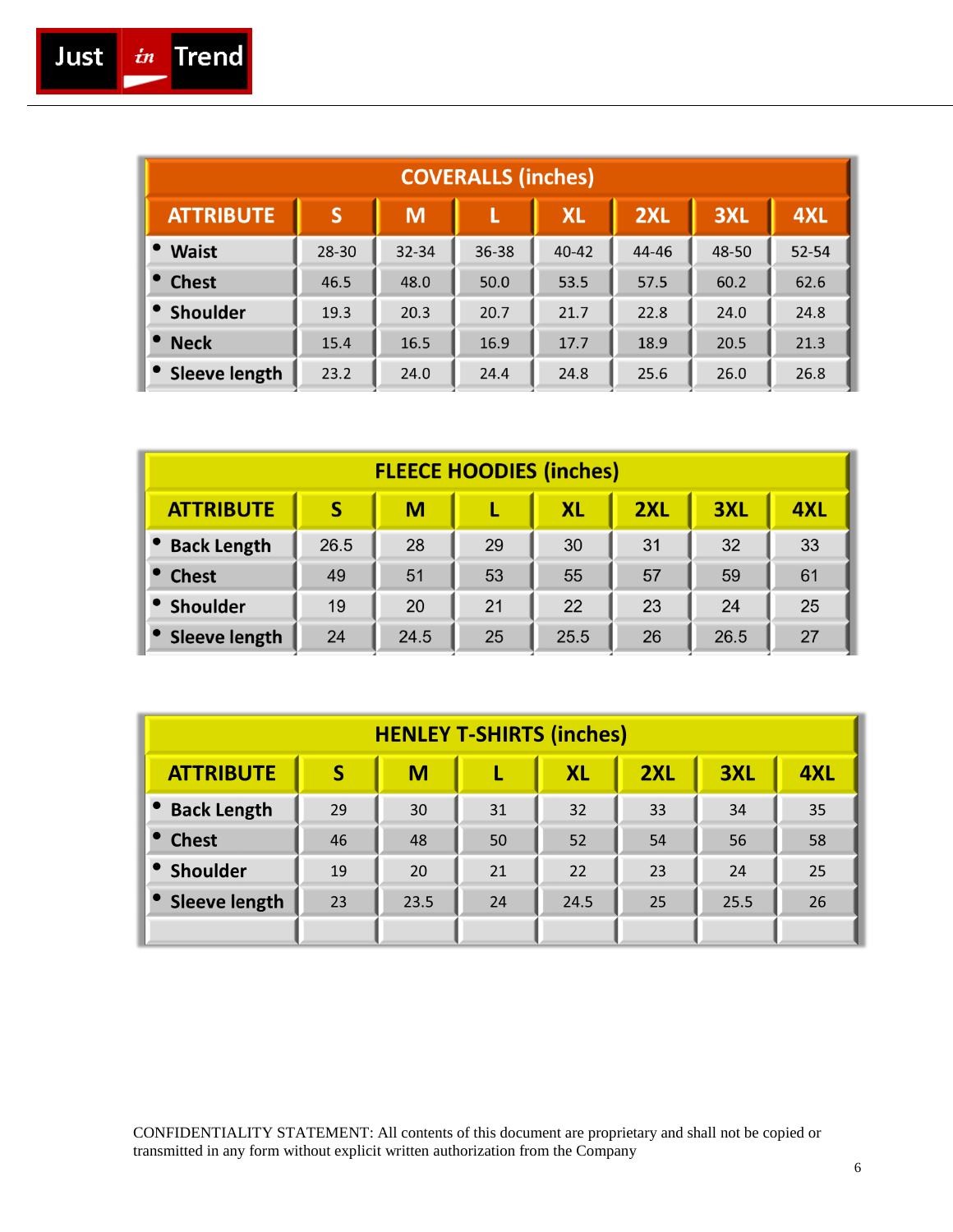Just in Trend

| COVERALLS (inches) | | | | | | | |
|---|---|---|---|---|---|---|---|
| ATTRIBUTE | S | M | L | XL | 2XL | 3XL | 4XL |
| • Waist | 28-30 | 32-34 | 36-38 | 40-42 | 44-46 | 48-50 | 52-54 |
| • Chest | 46.5 | 48.0 | 50.0 | 53.5 | 57.5 | 60.2 | 62.6 |
| • Shoulder | 19.3 | 20.3 | 20.7 | 21.7 | 22.8 | 24.0 | 24.8 |
| • Neck | 15.4 | 16.5 | 16.9 | 17.7 | 18.9 | 20.5 | 21.3 |
| • Sleeve length | 23.2 | 24.0 | 24.4 | 24.8 | 25.6 | 26.0 | 26.8 |

| FLEECE HOODIES (inches) | | | | | | | |
|---|---|---|---|---|---|---|---|
| ATTRIBUTE | S | M | L | XL | 2XL | 3XL | 4XL |
| • Back Length | 26.5 | 28 | 29 | 30 | 31 | 32 | 33 |
| • Chest | 49 | 51 | 53 | 55 | 57 | 59 | 61 |
| • Shoulder | 19 | 20 | 21 | 22 | 23 | 24 | 25 |
| • Sleeve length | 24 | 24.5 | 25 | 25.5 | 26 | 26.5 | 27 |

| HENLEY T-SHIRTS (inches) | | | | | | | |
|---|---|---|---|---|---|---|---|
| ATTRIBUTE | S | M | L | XL | 2XL | 3XL | 4XL |
| • Back Length | 29 | 30 | 31 | 32 | 33 | 34 | 35 |
| • Chest | 46 | 48 | 50 | 52 | 54 | 56 | 58 |
| • Shoulder | 19 | 20 | 21 | 22 | 23 | 24 | 25 |
| • Sleeve length | 23 | 23.5 | 24 | 24.5 | 25 | 25.5 | 26 |
| | | | | | | | |

CONFIDENTIALITY STATEMENT: All contents of this document are proprietary and shall not be copied or transmitted in any form without explicit written authorization from the Company